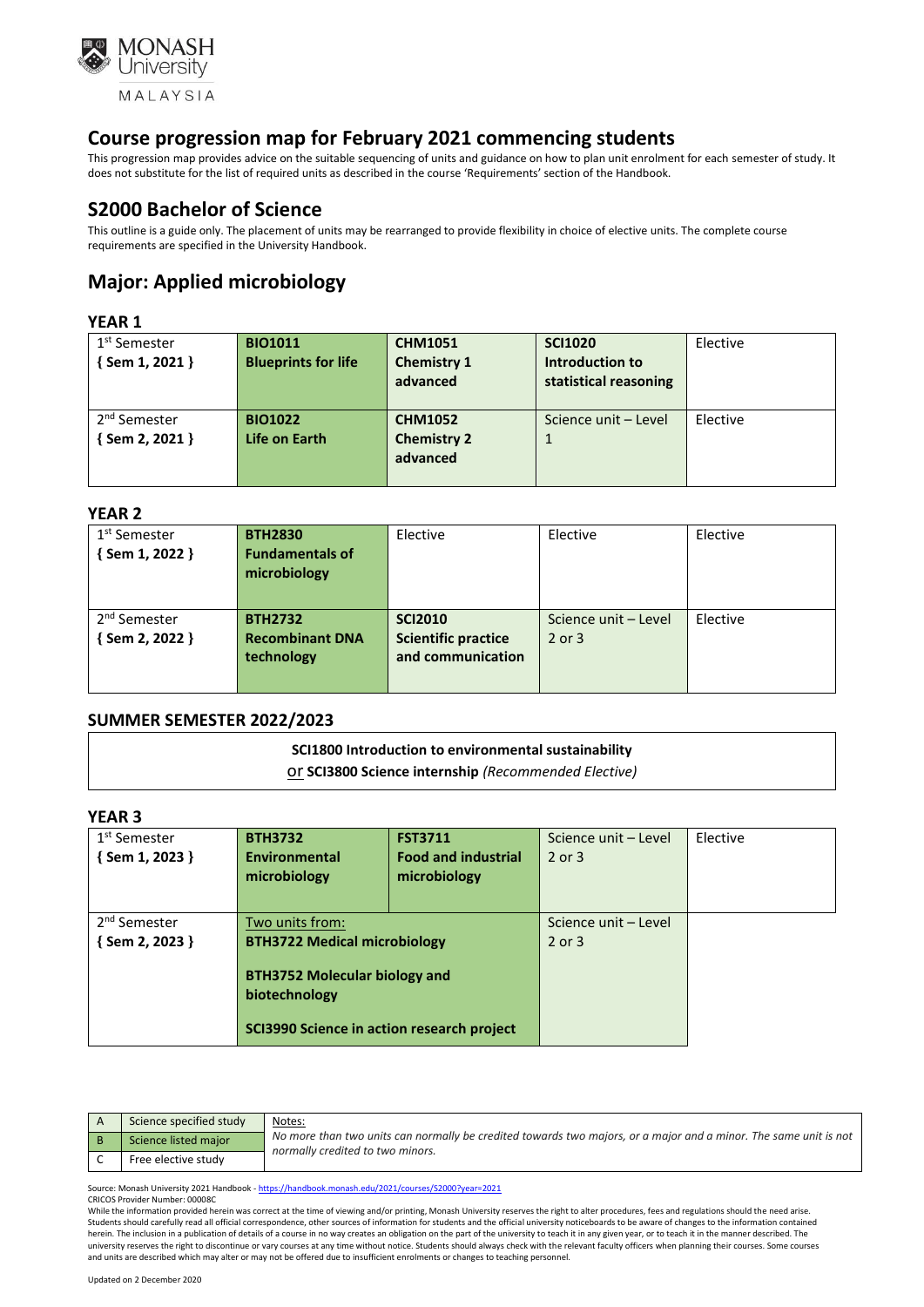# Course progression map for February 2021 commencing students

This progression map provides advice on the suitable sequencing of units and guidance on how to plan unit enrolment for each semester of study. It does not substitute for the list of required units as described in the course 'Requirements' section of the Handbook.

## S2000 Bachelor of Science

This outline is a guide only. The placement of units may be rearranged to provide flexibility in choice of elective units. The complete course requirements are specified in the University Handbook.

## Major: Applied microbiology

### YEAR 1

| | | | | |
|---|---|---|---|---|
| 1st Semester { Sem 1, 2021 } | **BIO1011 Blueprints for life** | **CHM1051 Chemistry 1 advanced** | **SCI1020 Introduction to statistical reasoning** | Elective |
| 2nd Semester { Sem 2, 2021 } | **BIO1022 Life on Earth** | **CHM1052 Chemistry 2 advanced** | Science unit – Level 1 | Elective |

### YEAR 2

| | | | | |
|---|---|---|---|---|
| 1st Semester { Sem 1, 2022 } | **BTH2830 Fundamentals of microbiology** | Elective | Elective | Elective |
| 2nd Semester { Sem 2, 2022 } | **BTH2732 Recombinant DNA technology** | **SCI2010 Scientific practice and communication** | Science unit – Level 2 or 3 | Elective |

### SUMMER SEMESTER 2022/2023

**SCI1800 Introduction to environmental sustainability**
or **SCI3800 Science internship** *(Recommended Elective)*

### YEAR 3

| | | | | |
|---|---|---|---|---|
| 1st Semester { Sem 1, 2023 } | **BTH3732 Environmental microbiology** | **FST3711 Food and industrial microbiology** | Science unit – Level 2 or 3 | Elective |
| 2nd Semester { Sem 2, 2023 } | Two units from: **BTH3722 Medical microbiology**; **BTH3752 Molecular biology and biotechnology**; **SCI3990 Science in action research project** | | Science unit – Level 2 or 3 | |

| | |
|---|---|
| A | Science specified study |
| B | Science listed major |
| C | Free elective study |

Notes:
*No more than two units can normally be credited towards two majors, or a major and a minor. The same unit is not normally credited to two minors.*

Source: Monash University 2021 Handbook - https://handbook.monash.edu/2021/courses/S2000?year=2021
CRICOS Provider Number: 00008C
While the information provided herein was correct at the time of viewing and/or printing, Monash University reserves the right to alter procedures, fees and regulations should the need arise. Students should carefully read all official correspondence, other sources of information for students and the official university noticeboards to be aware of changes to the information contained herein. The inclusion in a publication of details of a course in no way creates an obligation on the part of the university to teach it in any given year, or to teach it in the manner described. The university reserves the right to discontinue or vary courses at any time without notice. Students should always check with the relevant faculty officers when planning their courses. Some courses and units are described which may alter or may not be offered due to insufficient enrolments or changes to teaching personnel.

Updated on 2 December 2020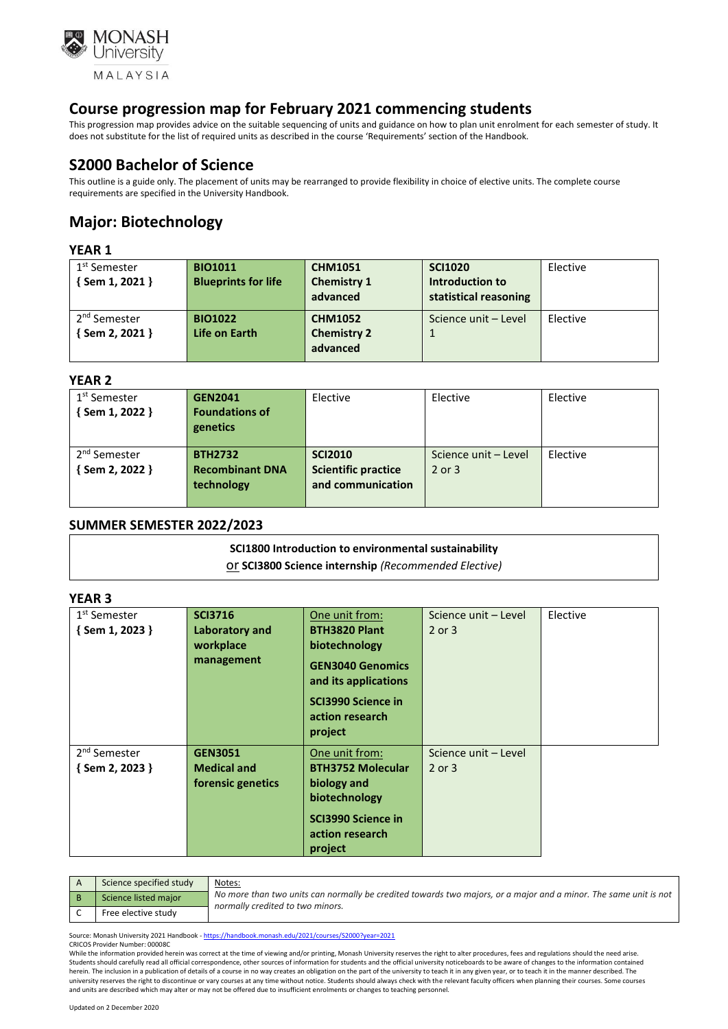## Course progression map for February 2021 commencing students

This progression map provides advice on the suitable sequencing of units and guidance on how to plan unit enrolment for each semester of study. It does not substitute for the list of required units as described in the course 'Requirements' section of the Handbook.

## S2000 Bachelor of Science

This outline is a guide only. The placement of units may be rearranged to provide flexibility in choice of elective units. The complete course requirements are specified in the University Handbook.

## Major: Biotechnology

### YEAR 1

| | | | | |
|---|---|---|---|---|
| 1st Semester { Sem 1, 2021 } | **BIO1011 Blueprints for life** | **CHM1051 Chemistry 1 advanced** | **SCI1020 Introduction to statistical reasoning** | Elective |
| 2nd Semester { Sem 2, 2021 } | **BIO1022 Life on Earth** | **CHM1052 Chemistry 2 advanced** | Science unit – Level 1 | Elective |

### YEAR 2

| | | | | |
|---|---|---|---|---|
| 1st Semester { Sem 1, 2022 } | **GEN2041 Foundations of genetics** | Elective | Elective | Elective |
| 2nd Semester { Sem 2, 2022 } | **BTH2732 Recombinant DNA technology** | **SCI2010 Scientific practice and communication** | Science unit – Level 2 or 3 | Elective |

### SUMMER SEMESTER 2022/2023

**SCI1800 Introduction to environmental sustainability**
or **SCI3800 Science internship** *(Recommended Elective)*

### YEAR 3

| | | | | |
|---|---|---|---|---|
| 1st Semester { Sem 1, 2023 } | **SCI3716 Laboratory and workplace management** | One unit from: **BTH3820 Plant biotechnology** **GEN3040 Genomics and its applications** **SCI3990 Science in action research project** | Science unit – Level 2 or 3 | Elective |
| 2nd Semester { Sem 2, 2023 } | **GEN3051 Medical and forensic genetics** | One unit from: **BTH3752 Molecular biology and biotechnology** **SCI3990 Science in action research project** | Science unit – Level 2 or 3 | |

| | | |
|---|---|---|
| A | Science specified study | Notes: *No more than two units can normally be credited towards two majors, or a major and a minor. The same unit is not normally credited to two minors.* |
| B | Science listed major | |
| C | Free elective study | |

Source: Monash University 2021 Handbook - https://handbook.monash.edu/2021/courses/S2000?year=2021
CRICOS Provider Number: 00008C
While the information provided herein was correct at the time of viewing and/or printing, Monash University reserves the right to alter procedures, fees and regulations should the need arise. Students should carefully read all official correspondence, other sources of information for students and the official university noticeboards to be aware of changes to the information contained herein. The inclusion in a publication of details of a course in no way creates an obligation on the part of the university to teach it in any given year, or to teach it in the manner described. The university reserves the right to discontinue or vary courses at any time without notice. Students should always check with the relevant faculty officers when planning their courses. Some courses and units are described which may alter or may not be offered due to insufficient enrolments or changes to teaching personnel.

Updated on 2 December 2020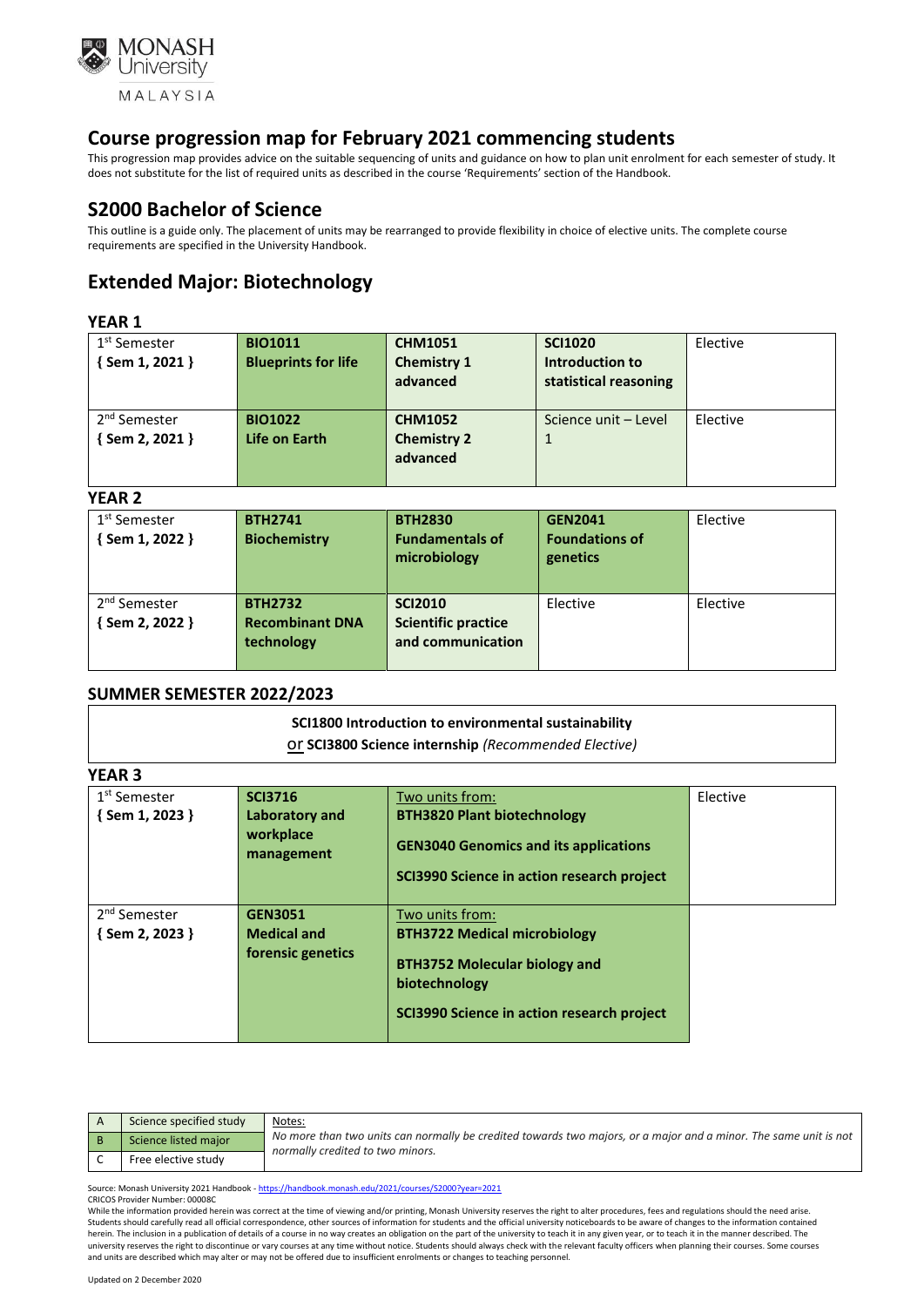# Course progression map for February 2021 commencing students

This progression map provides advice on the suitable sequencing of units and guidance on how to plan unit enrolment for each semester of study. It does not substitute for the list of required units as described in the course 'Requirements' section of the Handbook.

## S2000 Bachelor of Science

This outline is a guide only. The placement of units may be rearranged to provide flexibility in choice of elective units. The complete course requirements are specified in the University Handbook.

## Extended Major: Biotechnology

### YEAR 1

| | | | | |
|---|---|---|---|---|
| 1st Semester { Sem 1, 2021 } | **BIO1011 Blueprints for life** | **CHM1051 Chemistry 1 advanced** | **SCI1020 Introduction to statistical reasoning** | Elective |
| 2nd Semester { Sem 2, 2021 } | **BIO1022 Life on Earth** | **CHM1052 Chemistry 2 advanced** | Science unit – Level 1 | Elective |

### YEAR 2

| | | | | |
|---|---|---|---|---|
| 1st Semester { Sem 1, 2022 } | **BTH2741 Biochemistry** | **BTH2830 Fundamentals of microbiology** | **GEN2041 Foundations of genetics** | Elective |
| 2nd Semester { Sem 2, 2022 } | **BTH2732 Recombinant DNA technology** | **SCI2010 Scientific practice and communication** | Elective | Elective |

### SUMMER SEMESTER 2022/2023

**SCI1800 Introduction to environmental sustainability**
or **SCI3800 Science internship** *(Recommended Elective)*

### YEAR 3

| | | | |
|---|---|---|---|
| 1st Semester { Sem 1, 2023 } | **SCI3716 Laboratory and workplace management** | Two units from:<br>**BTH3820 Plant biotechnology**<br>**GEN3040 Genomics and its applications**<br>**SCI3990 Science in action research project** | Elective |
| 2nd Semester { Sem 2, 2023 } | **GEN3051 Medical and forensic genetics** | Two units from:<br>**BTH3722 Medical microbiology**<br>**BTH3752 Molecular biology and biotechnology**<br>**SCI3990 Science in action research project** | |

| | | |
|---|---|---|
| A | Science specified study | Notes:<br>*No more than two units can normally be credited towards two majors, or a major and a minor. The same unit is not normally credited to two minors.* |
| B | Science listed major | |
| C | Free elective study | |

Source: Monash University 2021 Handbook - https://handbook.monash.edu/2021/courses/S2000?year=2021

CRICOS Provider Number: 00008C

While the information provided herein was correct at the time of viewing and/or printing, Monash University reserves the right to alter procedures, fees and regulations should the need arise. Students should carefully read all official correspondence, other sources of information for students and the official university noticeboards to be aware of changes to the information contained herein. The inclusion in a publication of details of a course in no way creates an obligation on the part of the university to teach it in any given year, or to teach it in the manner described. The university reserves the right to discontinue or vary courses at any time without notice. Students should always check with the relevant faculty officers when planning their courses. Some courses and units are described which may alter or may not be offered due to insufficient enrolments or changes to teaching personnel.

Updated on 2 December 2020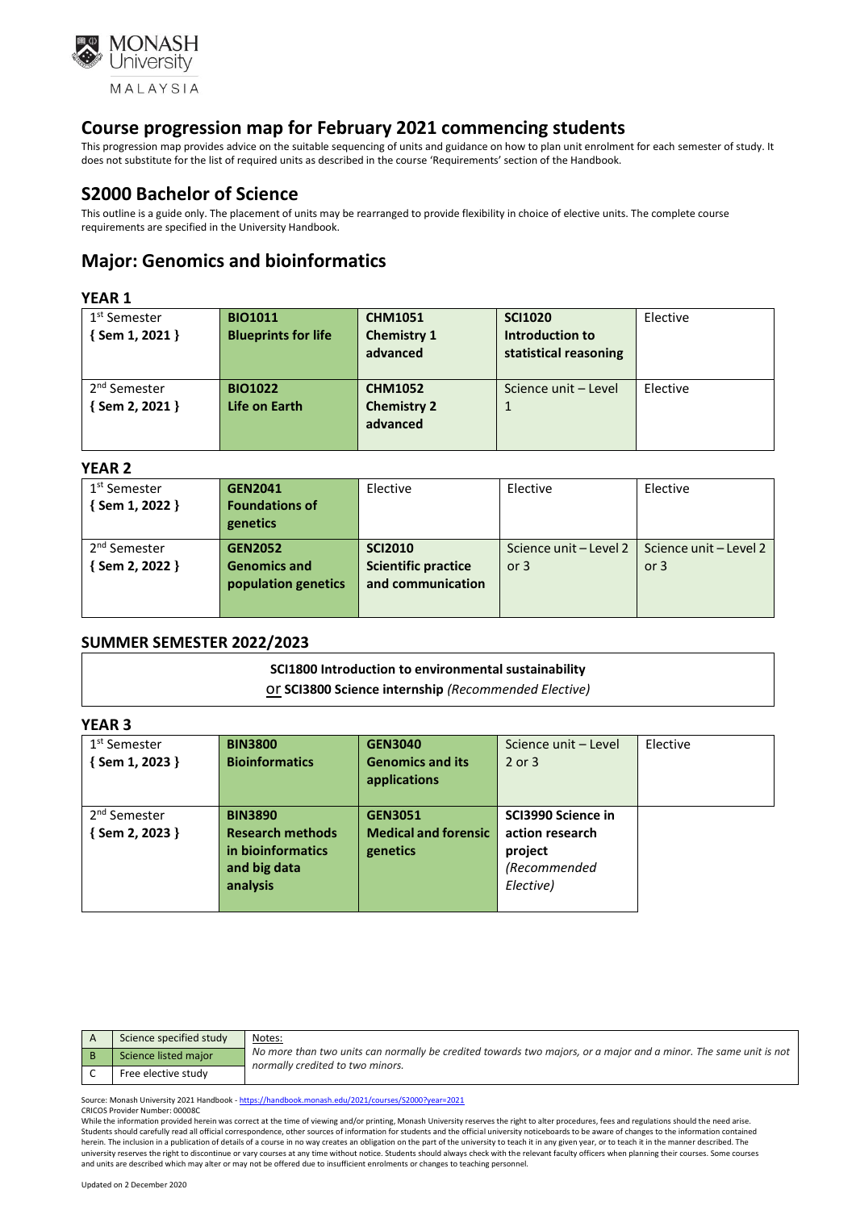# Course progression map for February 2021 commencing students

This progression map provides advice on the suitable sequencing of units and guidance on how to plan unit enrolment for each semester of study. It does not substitute for the list of required units as described in the course 'Requirements' section of the Handbook.

## S2000 Bachelor of Science

This outline is a guide only. The placement of units may be rearranged to provide flexibility in choice of elective units. The complete course requirements are specified in the University Handbook.

## Major: Genomics and bioinformatics

### YEAR 1

| | | | | |
|---|---|---|---|---|
| 1st Semester { Sem 1, 2021 } | **BIO1011 Blueprints for life** | **CHM1051 Chemistry 1 advanced** | **SCI1020 Introduction to statistical reasoning** | Elective |
| 2nd Semester { Sem 2, 2021 } | **BIO1022 Life on Earth** | **CHM1052 Chemistry 2 advanced** | Science unit – Level 1 | Elective |

### YEAR 2

| | | | | |
|---|---|---|---|---|
| 1st Semester { Sem 1, 2022 } | **GEN2041 Foundations of genetics** | Elective | Elective | Elective |
| 2nd Semester { Sem 2, 2022 } | **GEN2052 Genomics and population genetics** | **SCI2010 Scientific practice and communication** | Science unit – Level 2 or 3 | Science unit – Level 2 or 3 |

### SUMMER SEMESTER 2022/2023

**SCI1800 Introduction to environmental sustainability**
or **SCI3800 Science internship** *(Recommended Elective)*

### YEAR 3

| | | | | |
|---|---|---|---|---|
| 1st Semester { Sem 1, 2023 } | **BIN3800 Bioinformatics** | **GEN3040 Genomics and its applications** | Science unit – Level 2 or 3 | Elective |
| 2nd Semester { Sem 2, 2023 } | **BIN3890 Research methods in bioinformatics and big data analysis** | **GEN3051 Medical and forensic genetics** | **SCI3990 Science in action research project** *(Recommended Elective)* | |

| | |
|---|---|
| A | Science specified study |
| B | Science listed major |
| C | Free elective study |

Notes:
*No more than two units can normally be credited towards two majors, or a major and a minor. The same unit is not normally credited to two minors.*

Source: Monash University 2021 Handbook - https://handbook.monash.edu/2021/courses/S2000?year=2021
CRICOS Provider Number: 00008C
While the information provided herein was correct at the time of viewing and/or printing, Monash University reserves the right to alter procedures, fees and regulations should the need arise. Students should carefully read all official correspondence, other sources of information for students and the official university noticeboards to be aware of changes to the information contained herein. The inclusion in a publication of details of a course in no way creates an obligation on the part of the university to teach it in any given year, or to teach it in the manner described. The university reserves the right to discontinue or vary courses at any time without notice. Students should always check with the relevant faculty officers when planning their courses. Some courses and units are described which may alter or may not be offered due to insufficient enrolments or changes to teaching personnel.

Updated on 2 December 2020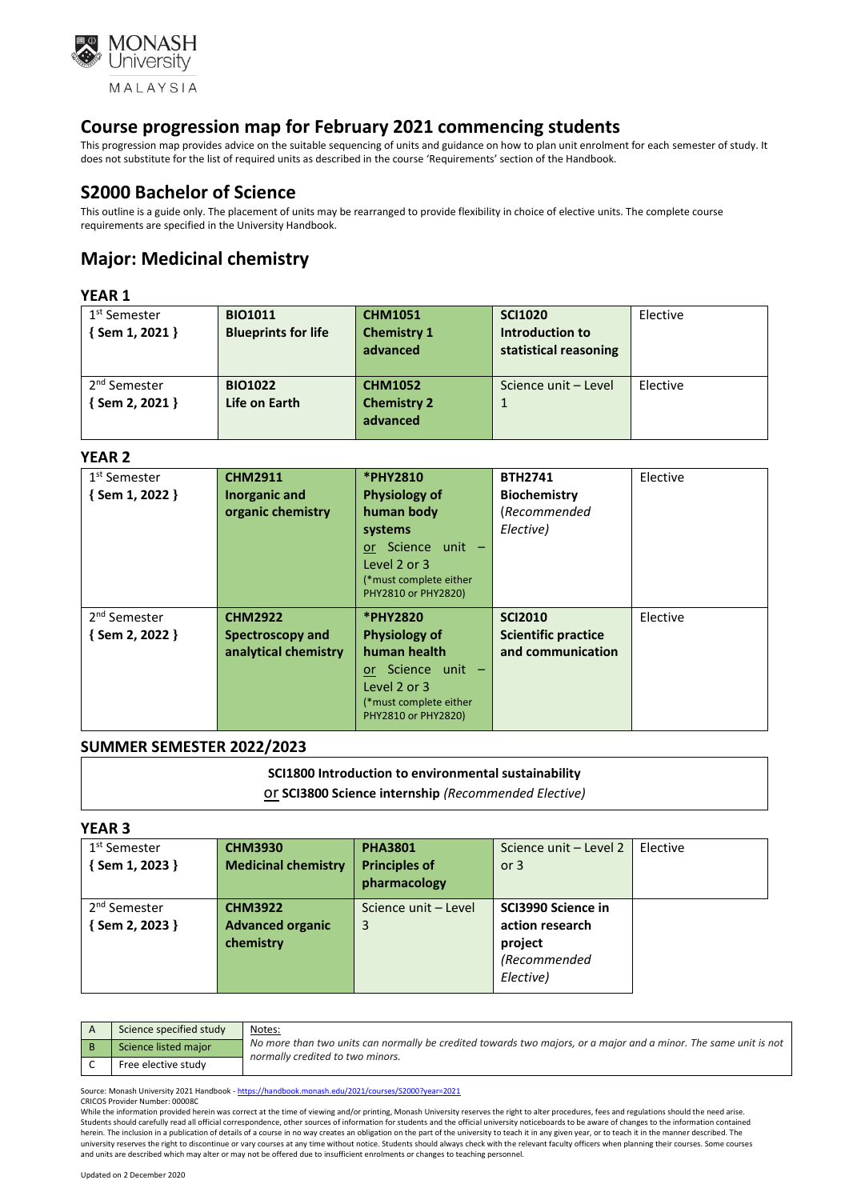# Course progression map for February 2021 commencing students

This progression map provides advice on the suitable sequencing of units and guidance on how to plan unit enrolment for each semester of study. It does not substitute for the list of required units as described in the course 'Requirements' section of the Handbook.

## S2000 Bachelor of Science

This outline is a guide only. The placement of units may be rearranged to provide flexibility in choice of elective units. The complete course requirements are specified in the University Handbook.

## Major: Medicinal chemistry

### YEAR 1

| | | | | |
|---|---|---|---|---|
| 1st Semester { Sem 1, 2021 } | **BIO1011 Blueprints for life** | **CHM1051 Chemistry 1 advanced** | **SCI1020 Introduction to statistical reasoning** | Elective |
| 2nd Semester { Sem 2, 2021 } | **BIO1022 Life on Earth** | **CHM1052 Chemistry 2 advanced** | Science unit – Level 1 | Elective |

### YEAR 2

| | | | | |
|---|---|---|---|---|
| 1st Semester { Sem 1, 2022 } | **CHM2911 Inorganic and organic chemistry** | ***PHY2810 Physiology of human body systems** or Science unit – Level 2 or 3 (*must complete either PHY2810 or PHY2820) | **BTH2741 Biochemistry** (*Recommended Elective*) | Elective |
| 2nd Semester { Sem 2, 2022 } | **CHM2922 Spectroscopy and analytical chemistry** | ***PHY2820 Physiology of human health** or Science unit – Level 2 or 3 (*must complete either PHY2810 or PHY2820) | **SCI2010 Scientific practice and communication** | Elective |

### SUMMER SEMESTER 2022/2023

**SCI1800 Introduction to environmental sustainability**
or **SCI3800 Science internship** (*Recommended Elective*)

### YEAR 3

| | | | | |
|---|---|---|---|---|
| 1st Semester { Sem 1, 2023 } | **CHM3930 Medicinal chemistry** | **PHA3801 Principles of pharmacology** | Science unit – Level 2 or 3 | Elective |
| 2nd Semester { Sem 2, 2023 } | **CHM3922 Advanced organic chemistry** | Science unit – Level 3 | **SCI3990 Science in action research project** (*Recommended Elective*) | |

| | |
|---|---|
| A | Science specified study |
| B | Science listed major |
| C | Free elective study |

Notes:
*No more than two units can normally be credited towards two majors, or a major and a minor. The same unit is not normally credited to two minors.*

Source: Monash University 2021 Handbook - https://handbook.monash.edu/2021/courses/S2000?year=2021
CRICOS Provider Number: 00008C

While the information provided herein was correct at the time of viewing and/or printing, Monash University reserves the right to alter procedures, fees and regulations should the need arise. Students should carefully read all official correspondence, other sources of information for students and the official university noticeboards to be aware of changes to the information contained herein. The inclusion in a publication of details of a course in no way creates an obligation on the part of the university to teach it in any given year, or to teach it in the manner described. The university reserves the right to discontinue or vary courses at any time without notice. Students should always check with the relevant faculty officers when planning their courses. Some courses and units are described which may alter or may not be offered due to insufficient enrolments or changes to teaching personnel.

Updated on 2 December 2020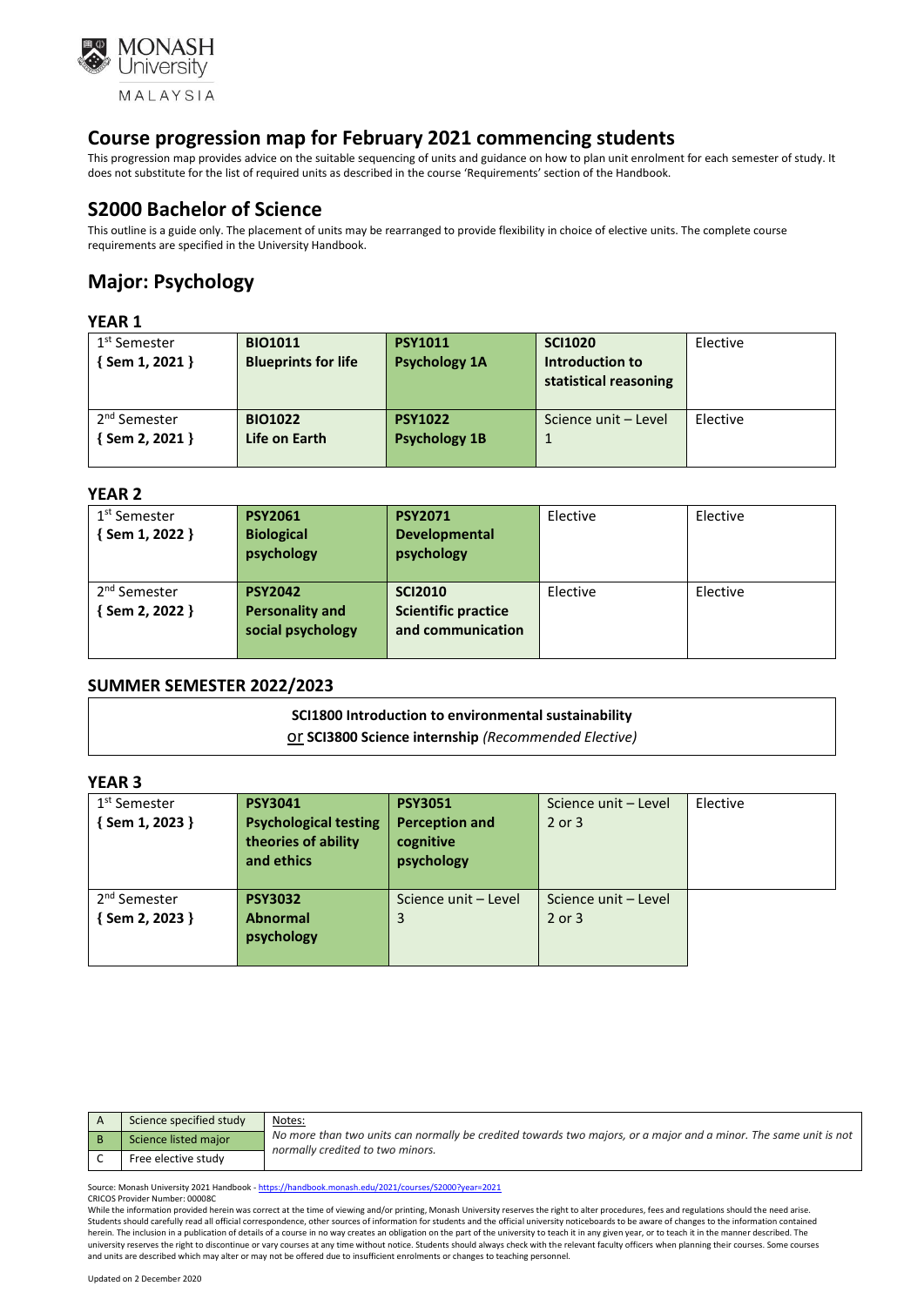MONASH University
MALAYSIA

# Course progression map for February 2021 commencing students

This progression map provides advice on the suitable sequencing of units and guidance on how to plan unit enrolment for each semester of study. It does not substitute for the list of required units as described in the course 'Requirements' section of the Handbook.

## S2000 Bachelor of Science

This outline is a guide only. The placement of units may be rearranged to provide flexibility in choice of elective units. The complete course requirements are specified in the University Handbook.

## Major: Psychology

### YEAR 1

| | | | | |
|---|---|---|---|---|
| 1st Semester { Sem 1, 2021 } | **BIO1011 Blueprints for life** | **PSY1011 Psychology 1A** | **SCI1020 Introduction to statistical reasoning** | Elective |
| 2nd Semester { Sem 2, 2021 } | **BIO1022 Life on Earth** | **PSY1022 Psychology 1B** | Science unit – Level 1 | Elective |

### YEAR 2

| | | | | |
|---|---|---|---|---|
| 1st Semester { Sem 1, 2022 } | **PSY2061 Biological psychology** | **PSY2071 Developmental psychology** | Elective | Elective |
| 2nd Semester { Sem 2, 2022 } | **PSY2042 Personality and social psychology** | **SCI2010 Scientific practice and communication** | Elective | Elective |

### SUMMER SEMESTER 2022/2023

**SCI1800 Introduction to environmental sustainability**
or **SCI3800 Science internship** *(Recommended Elective)*

### YEAR 3

| | | | | |
|---|---|---|---|---|
| 1st Semester { Sem 1, 2023 } | **PSY3041 Psychological testing theories of ability and ethics** | **PSY3051 Perception and cognitive psychology** | Science unit – Level 2 or 3 | Elective |
| 2nd Semester { Sem 2, 2023 } | **PSY3032 Abnormal psychology** | Science unit – Level 3 | Science unit – Level 2 or 3 | |

| | |
|---|---|
| A | Science specified study |
| B | Science listed major |
| C | Free elective study |

Notes:
*No more than two units can normally be credited towards two majors, or a major and a minor. The same unit is not normally credited to two minors.*

Source: Monash University 2021 Handbook - https://handbook.monash.edu/2021/courses/S2000?year=2021
CRICOS Provider Number: 00008C
While the information provided herein was correct at the time of viewing and/or printing, Monash University reserves the right to alter procedures, fees and regulations should the need arise. Students should carefully read all official correspondence, other sources of information for students and the official university noticeboards to be aware of changes to the information contained herein. The inclusion in a publication of details of a course in no way creates an obligation on the part of the university to teach it in any given year, or to teach it in the manner described. The university reserves the right to discontinue or vary courses at any time without notice. Students should always check with the relevant faculty officers when planning their courses. Some courses and units are described which may alter or may not be offered due to insufficient enrolments or changes to teaching personnel.

Updated on 2 December 2020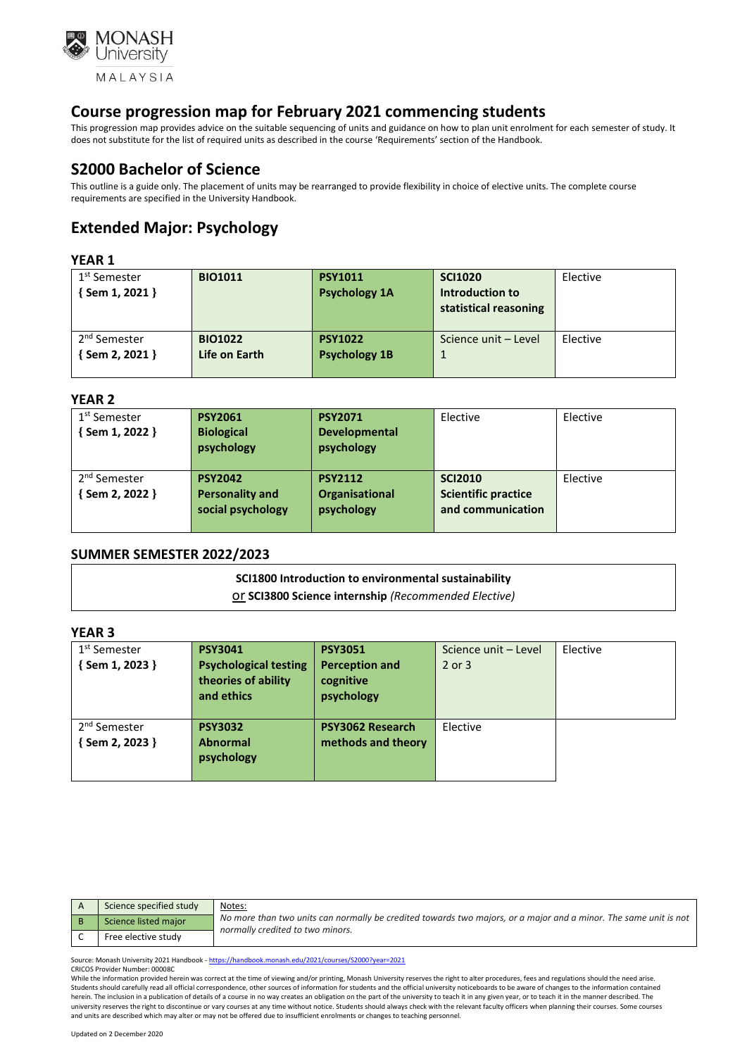# Course progression map for February 2021 commencing students

This progression map provides advice on the suitable sequencing of units and guidance on how to plan unit enrolment for each semester of study. It does not substitute for the list of required units as described in the course 'Requirements' section of the Handbook.

## S2000 Bachelor of Science

This outline is a guide only. The placement of units may be rearranged to provide flexibility in choice of elective units. The complete course requirements are specified in the University Handbook.

## Extended Major: Psychology

### YEAR 1

| | | | | |
|---|---|---|---|---|
| 1st Semester { Sem 1, 2021 } | **BIO1011** | **PSY1011 Psychology 1A** | **SCI1020 Introduction to statistical reasoning** | Elective |
| 2nd Semester { Sem 2, 2021 } | **BIO1022 Life on Earth** | **PSY1022 Psychology 1B** | Science unit – Level 1 | Elective |

### YEAR 2

| | | | | |
|---|---|---|---|---|
| 1st Semester { Sem 1, 2022 } | **PSY2061 Biological psychology** | **PSY2071 Developmental psychology** | Elective | Elective |
| 2nd Semester { Sem 2, 2022 } | **PSY2042 Personality and social psychology** | **PSY2112 Organisational psychology** | **SCI2010 Scientific practice and communication** | Elective |

### SUMMER SEMESTER 2022/2023

**SCI1800 Introduction to environmental sustainability**
or **SCI3800 Science internship** *(Recommended Elective)*

### YEAR 3

| | | | | |
|---|---|---|---|---|
| 1st Semester { Sem 1, 2023 } | **PSY3041 Psychological testing theories of ability and ethics** | **PSY3051 Perception and cognitive psychology** | Science unit – Level 2 or 3 | Elective |
| 2nd Semester { Sem 2, 2023 } | **PSY3032 Abnormal psychology** | **PSY3062 Research methods and theory** | Elective | |

| | |
|---|---|
| A | Science specified study |
| B | Science listed major |
| C | Free elective study |

Notes:
*No more than two units can normally be credited towards two majors, or a major and a minor. The same unit is not normally credited to two minors.*

Source: Monash University 2021 Handbook - https://handbook.monash.edu/2021/courses/S2000?year=2021
CRICOS Provider Number: 00008C

While the information provided herein was correct at the time of viewing and/or printing, Monash University reserves the right to alter procedures, fees and regulations should the need arise. Students should carefully read all official correspondence, other sources of information for students and the official university noticeboards to be aware of changes to the information contained herein. The inclusion in a publication of details of a course in no way creates an obligation on the part of the university to teach it in any given year, or to teach it in the manner described. The university reserves the right to discontinue or vary courses at any time without notice. Students should always check with the relevant faculty officers when planning their courses. Some courses and units are described which may alter or may not be offered due to insufficient enrolments or changes to teaching personnel.

Updated on 2 December 2020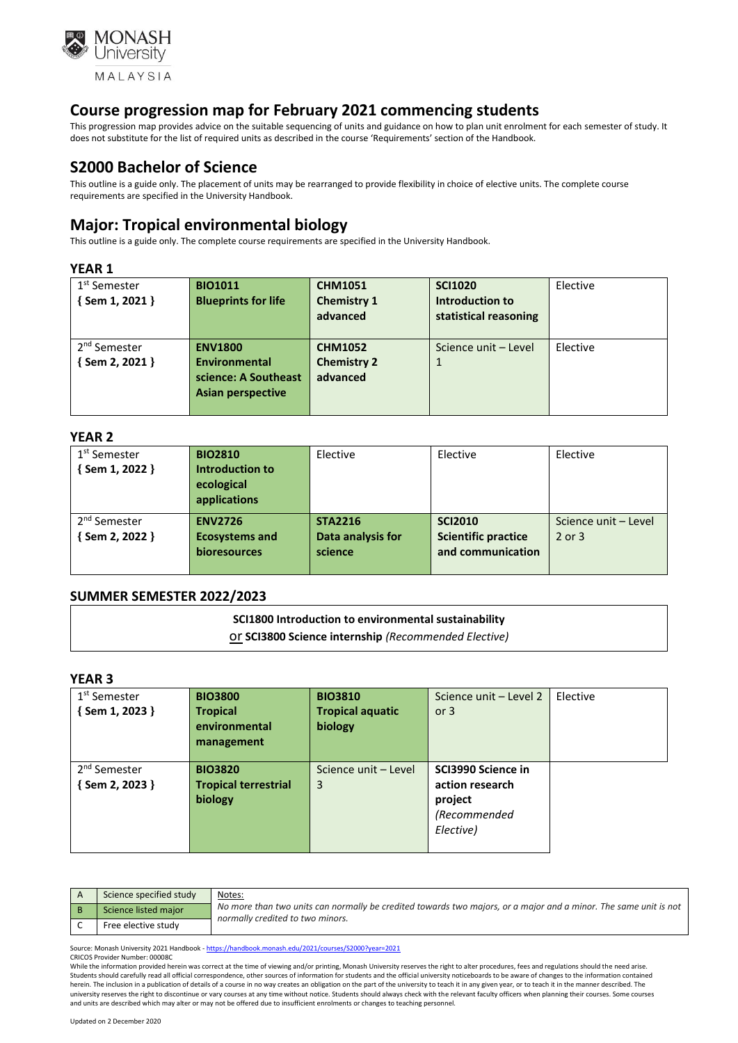MONASH University MALAYSIA

# Course progression map for February 2021 commencing students

This progression map provides advice on the suitable sequencing of units and guidance on how to plan unit enrolment for each semester of study. It does not substitute for the list of required units as described in the course 'Requirements' section of the Handbook.

## S2000 Bachelor of Science

This outline is a guide only. The placement of units may be rearranged to provide flexibility in choice of elective units. The complete course requirements are specified in the University Handbook.

## Major: Tropical environmental biology

This outline is a guide only. The complete course requirements are specified in the University Handbook.

### YEAR 1

| | | | | |
|---|---|---|---|---|
| 1st Semester { Sem 1, 2021 } | **BIO1011 Blueprints for life** | **CHM1051 Chemistry 1 advanced** | **SCI1020 Introduction to statistical reasoning** | Elective |
| 2nd Semester { Sem 2, 2021 } | **ENV1800 Environmental science: A Southeast Asian perspective** | **CHM1052 Chemistry 2 advanced** | Science unit – Level 1 | Elective |

### YEAR 2

| | | | | |
|---|---|---|---|---|
| 1st Semester { Sem 1, 2022 } | **BIO2810 Introduction to ecological applications** | Elective | Elective | Elective |
| 2nd Semester { Sem 2, 2022 } | **ENV2726 Ecosystems and bioresources** | **STA2216 Data analysis for science** | **SCI2010 Scientific practice and communication** | Science unit – Level 2 or 3 |

### SUMMER SEMESTER 2022/2023

**SCI1800 Introduction to environmental sustainability**
or **SCI3800 Science internship** *(Recommended Elective)*

### YEAR 3

| | | | | |
|---|---|---|---|---|
| 1st Semester { Sem 1, 2023 } | **BIO3800 Tropical environmental management** | **BIO3810 Tropical aquatic biology** | Science unit – Level 2 or 3 | Elective |
| 2nd Semester { Sem 2, 2023 } | **BIO3820 Tropical terrestrial biology** | Science unit – Level 3 | **SCI3990 Science in action research project** *(Recommended Elective)* | |

| | |
|---|---|
| A | Science specified study |
| B | Science listed major |
| C | Free elective study |

Notes:
*No more than two units can normally be credited towards two majors, or a major and a minor. The same unit is not normally credited to two minors.*

Source: Monash University 2021 Handbook - https://handbook.monash.edu/2021/courses/S2000?year=2021
CRICOS Provider Number: 00008C
While the information provided herein was correct at the time of viewing and/or printing, Monash University reserves the right to alter procedures, fees and regulations should the need arise. Students should carefully read all official correspondence, other sources of information for students and the official university noticeboards to be aware of changes to the information contained herein. The inclusion in a publication of details of a course in no way creates an obligation on the part of the university to teach it in any given year, or to teach it in the manner described. The university reserves the right to discontinue or vary courses at any time without notice. Students should always check with the relevant faculty officers when planning their courses. Some courses and units are described which may alter or may not be offered due to insufficient enrolments or changes to teaching personnel.

Updated on 2 December 2020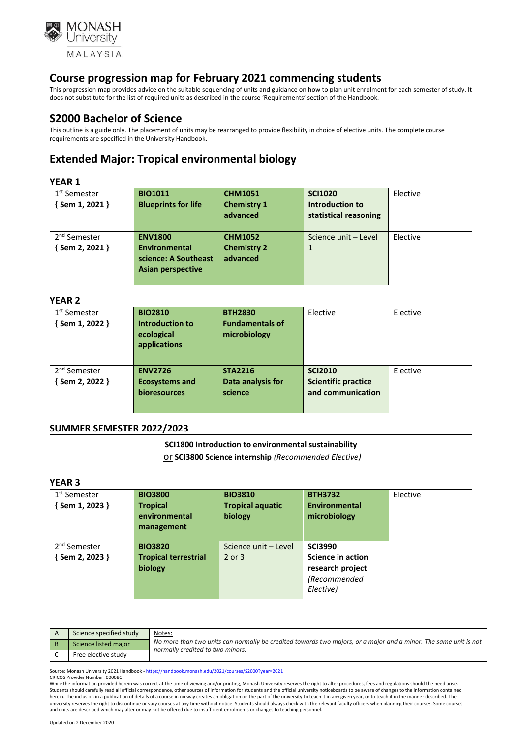# Course progression map for February 2021 commencing students

This progression map provides advice on the suitable sequencing of units and guidance on how to plan unit enrolment for each semester of study. It does not substitute for the list of required units as described in the course 'Requirements' section of the Handbook.

## S2000 Bachelor of Science

This outline is a guide only. The placement of units may be rearranged to provide flexibility in choice of elective units. The complete course requirements are specified in the University Handbook.

## Extended Major: Tropical environmental biology

### YEAR 1

| | | | | |
|---|---|---|---|---|
| 1st Semester { Sem 1, 2021 } | **BIO1011 Blueprints for life** | **CHM1051 Chemistry 1 advanced** | **SCI1020 Introduction to statistical reasoning** | Elective |
| 2nd Semester { Sem 2, 2021 } | **ENV1800 Environmental science: A Southeast Asian perspective** | **CHM1052 Chemistry 2 advanced** | Science unit – Level 1 | Elective |

### YEAR 2

| | | | | |
|---|---|---|---|---|
| 1st Semester { Sem 1, 2022 } | **BIO2810 Introduction to ecological applications** | **BTH2830 Fundamentals of microbiology** | Elective | Elective |
| 2nd Semester { Sem 2, 2022 } | **ENV2726 Ecosystems and bioresources** | **STA2216 Data analysis for science** | **SCI2010 Scientific practice and communication** | Elective |

### SUMMER SEMESTER 2022/2023

**SCI1800 Introduction to environmental sustainability**
or **SCI3800 Science internship** *(Recommended Elective)*

### YEAR 3

| | | | | |
|---|---|---|---|---|
| 1st Semester { Sem 1, 2023 } | **BIO3800 Tropical environmental management** | **BIO3810 Tropical aquatic biology** | **BTH3732 Environmental microbiology** | Elective |
| 2nd Semester { Sem 2, 2023 } | **BIO3820 Tropical terrestrial biology** | Science unit – Level 2 or 3 | **SCI3990 Science in action research project** *(Recommended Elective)* | |

| | | |
|---|---|---|
| A | Science specified study | Notes: *No more than two units can normally be credited towards two majors, or a major and a minor. The same unit is not normally credited to two minors.* |
| B | Science listed major | |
| C | Free elective study | |

Source: Monash University 2021 Handbook - https://handbook.monash.edu/2021/courses/S2000?year=2021
CRICOS Provider Number: 00008C
While the information provided herein was correct at the time of viewing and/or printing, Monash University reserves the right to alter procedures, fees and regulations should the need arise. Students should carefully read all official correspondence, other sources of information for students and the official university noticeboards to be aware of changes to the information contained herein. The inclusion in a publication of details of a course in no way creates an obligation on the part of the university to teach it in any given year, or to teach it in the manner described. The university reserves the right to discontinue or vary courses at any time without notice. Students should always check with the relevant faculty officers when planning their courses. Some courses and units are described which may alter or may not be offered due to insufficient enrolments or changes to teaching personnel.

Updated on 2 December 2020